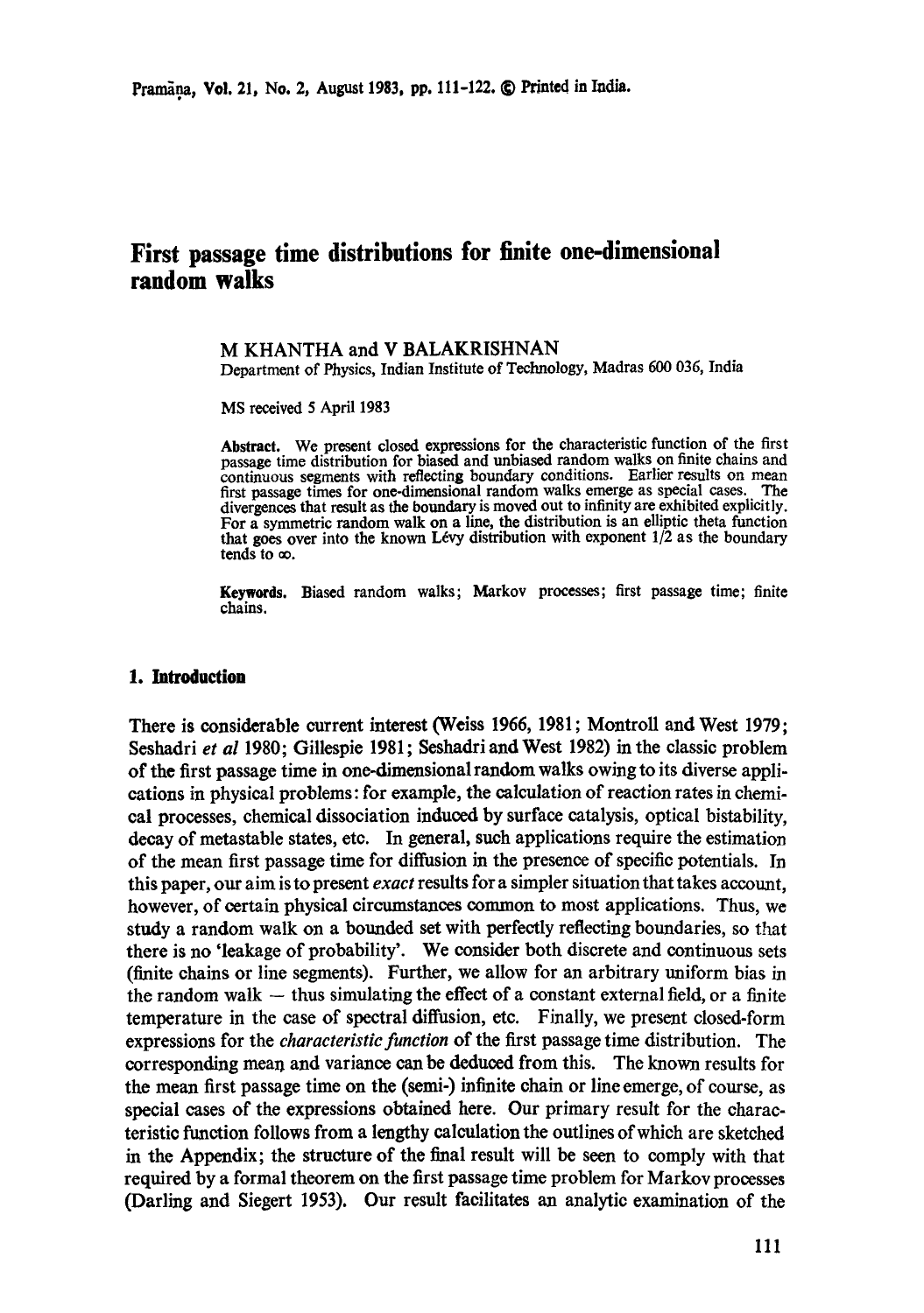# First passage time distributions for finite one-dimensional random walks

M KHANTHA and V BALAKRISHNAN

Department of Physics, Indian Institute of Technology, Madras 600 036, India

MS received 5 April 1983

**Abstract.** We present closed expressions for the characteristic function of the first passage time distribution for biased and unbiased random walks on finite chains and continuous segments with reflecting boundary conditions. Earlier results on mean first passage times for one-dimensional random walks emerge as special cases. The divergences that result as the boundary is moved out to infinity are exhibited explicitly. For a symmetric random walk on a line, the distribution is an elliptic theta function that goes over into the known Lévy distribution with exponent 1/2 as the boundary tends to $\infty$.

**Keywords.** Biased random walks; Markov processes; first passage time; finite chains.

## 1. Introduction

There is considerable current interest (Weiss 1966, 1981; Montroll and West 1979; Seshadri *et al* 1980; Gillespie 1981; Seshadri and West 1982) in the classic problem of the first passage time in one-dimensional random walks owing to its diverse applications in physical problems: for example, the calculation of reaction rates in chemical processes, chemical dissociation induced by surface catalysis, optical bistability, decay of metastable states, etc. In general, such applications require the estimation of the mean first passage time for diffusion in the presence of specific potentials. In this paper, our aim is to present *exact* results for a simpler situation that takes account, however, of certain physical circumstances common to most applications. Thus, we study a random walk on a bounded set with perfectly reflecting boundaries, so that there is no 'leakage of probability'. We consider both discrete and continuous sets (finite chains or line segments). Further, we allow for an arbitrary uniform bias in the random walk — thus simulating the effect of a constant external field, or a finite temperature in the case of spectral diffusion, etc. Finally, we present closed-form expressions for the *characteristic function* of the first passage time distribution. The corresponding mean and variance can be deduced from this. The known results for the mean first passage time on the (semi-) infinite chain or line emerge, of course, as special cases of the expressions obtained here. Our primary result for the characteristic function follows from a lengthy calculation the outlines of which are sketched in the Appendix; the structure of the final result will be seen to comply with that required by a formal theorem on the first passage time problem for Markov processes (Darling and Siegert 1953). Our result facilitates an analytic examination of the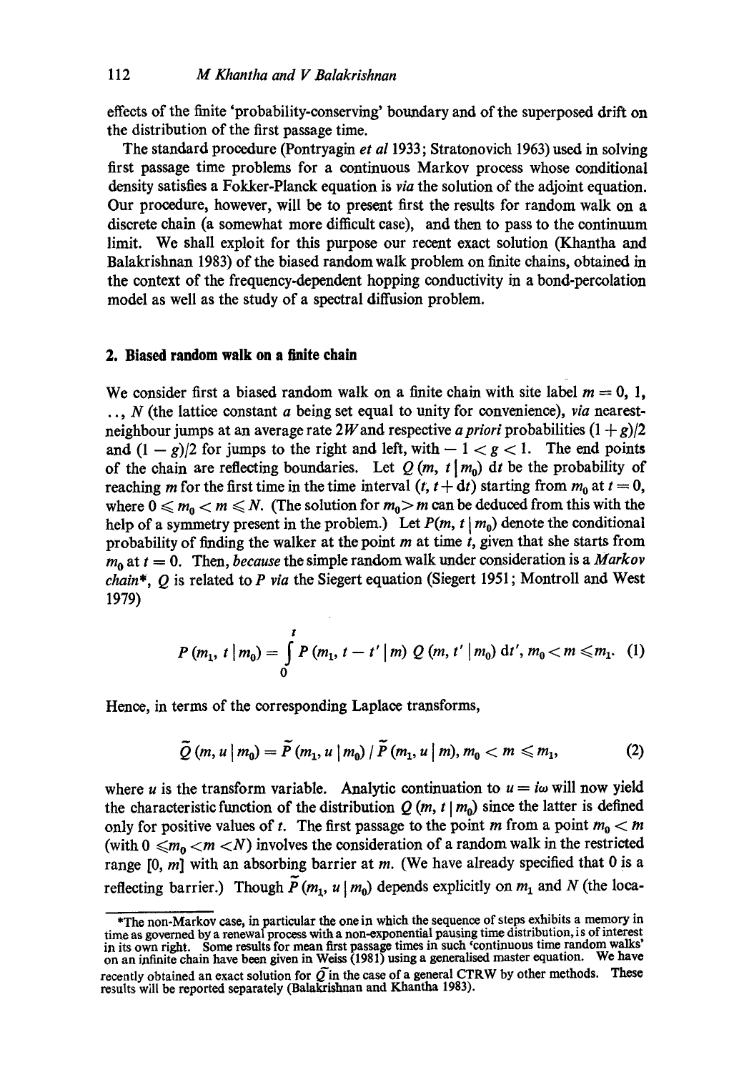effects of the finite 'probability-conserving' boundary and of the superposed drift on the distribution of the first passage time.

The standard procedure (Pontryagin *et al* 1933; Stratonovich 1963) used in solving first passage time problems for a continuous Markov process whose conditional density satisfies a Fokker-Planck equation is *via* the solution of the adjoint equation. Our procedure, however, will be to present first the results for random walk on a discrete chain (a somewhat more difficult case), and then to pass to the continuum limit. We shall exploit for this purpose our recent exact solution (Khantha and Balakrishnan 1983) of the biased random walk problem on finite chains, obtained in the context of the frequency-dependent hopping conductivity in a bond-percolation model as well as the study of a spectral diffusion problem.

## 2. Biased random walk on a finite chain

We consider first a biased random walk on a finite chain with site label $m = 0, 1, \ldots, N$ (the lattice constant $a$ being set equal to unity for convenience), *via* nearest-neighbour jumps at an average rate $2W$ and respective *a priori* probabilities $(1 + g)/2$ and $(1 - g)/2$ for jumps to the right and left, with $-1 < g < 1$. The end points of the chain are reflecting boundaries. Let $Q(m, t \mid m_0)\, dt$ be the probability of reaching $m$ for the first time in the time interval $(t, t + dt)$ starting from $m_0$ at $t = 0$, where $0 \leqslant m_0 < m \leqslant N$. (The solution for $m_0 > m$ can be deduced from this with the help of a symmetry present in the problem.) Let $P(m, t \mid m_0)$ denote the conditional probability of finding the walker at the point $m$ at time $t$, given that she starts from $m_0$ at $t = 0$. Then, *because* the simple random walk under consideration is a *Markov chain*\*, $Q$ is related to $P$ *via* the Siegert equation (Siegert 1951; Montroll and West 1979)

$$P(m_1, t \mid m_0) = \int_0^t P(m_1, t - t' \mid m)\, Q(m, t' \mid m_0)\, dt', \quad m_0 < m \leqslant m_1. \quad (1)$$

Hence, in terms of the corresponding Laplace transforms,

$$\tilde{Q}(m, u \mid m_0) = \tilde{P}(m_1, u \mid m_0) \,/\, \tilde{P}(m_1, u \mid m), \quad m_0 < m \leqslant m_1, \quad (2)$$

where $u$ is the transform variable. Analytic continuation to $u = i\omega$ will now yield the characteristic function of the distribution $Q(m, t \mid m_0)$ since the latter is defined only for positive values of $t$. The first passage to the point $m$ from a point $m_0 < m$ (with $0 \leqslant m_0 < m < N$) involves the consideration of a random walk in the restricted range $[0, m]$ with an absorbing barrier at $m$. (We have already specified that 0 is a reflecting barrier.) Though $\tilde{P}(m_1, u \mid m_0)$ depends explicitly on $m_1$ and $N$ (the loca-

---

\*The non-Markov case, in particular the one in which the sequence of steps exhibits a memory in time as governed by a renewal process with a non-exponential pausing time distribution, is of interest in its own right. Some results for mean first passage times in such 'continuous time random walks' on an infinite chain have been given in Weiss (1981) using a generalised master equation. We have recently obtained an exact solution for $\tilde{Q}$ in the case of a general CTRW by other methods. These results will be reported separately (Balakrishnan and Khantha 1983).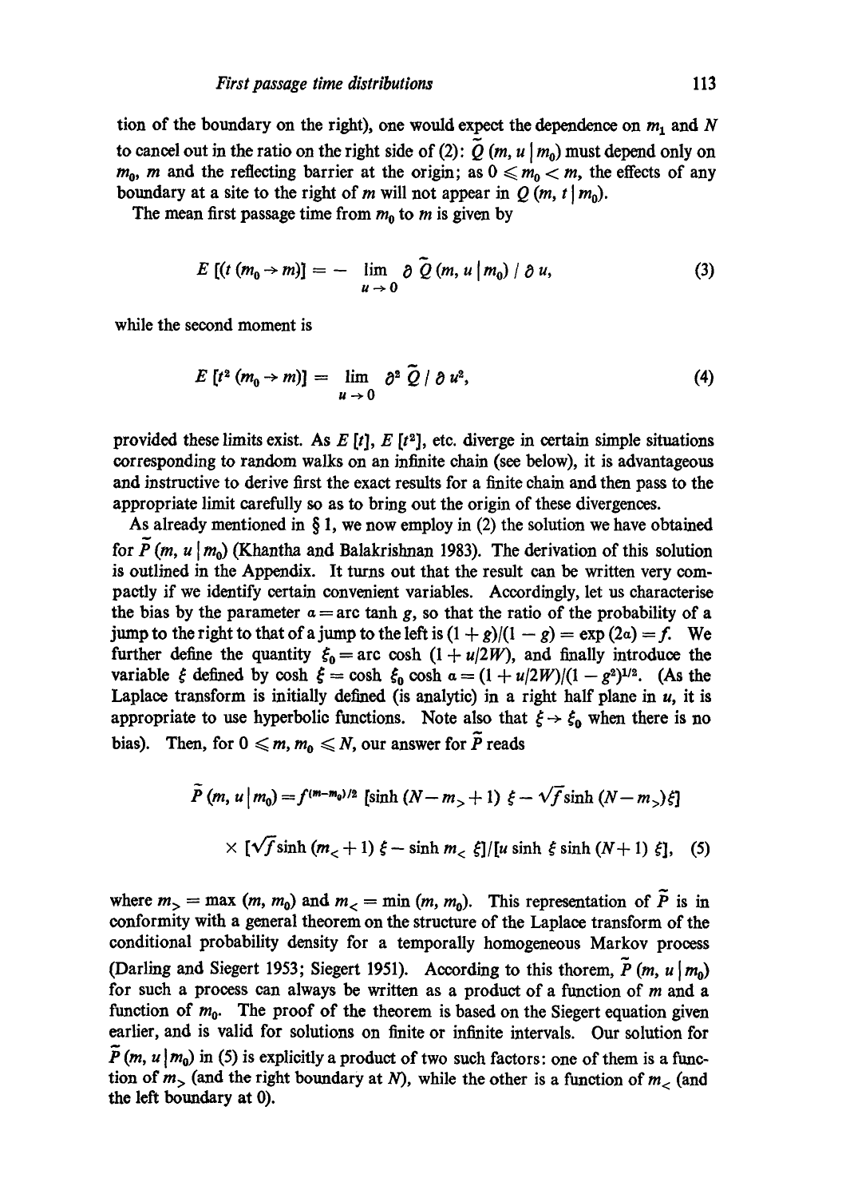tion of the boundary on the right), one would expect the dependence on $m_1$ and $N$ to cancel out in the ratio on the right side of (2): $\tilde{Q}(m, u \mid m_0)$ must depend only on $m_0$, $m$ and the reflecting barrier at the origin; as $0 \leqslant m_0 < m$, the effects of any boundary at a site to the right of $m$ will not appear in $Q(m, t \mid m_0)$.

The mean first passage time from $m_0$ to $m$ is given by

$$E\,[(t\,(m_0 \to m)] = -\lim_{u \to 0} \partial\, \tilde{Q}\,(m, u \mid m_0)\,/\,\partial\, u, \tag{3}$$

while the second moment is

$$E\,[t^2\,(m_0 \to m)] = \lim_{u \to 0} \partial^2\, \tilde{Q}\,/\,\partial\, u^2, \tag{4}$$

provided these limits exist. As $E\,[t]$, $E\,[t^2]$, etc. diverge in certain simple situations corresponding to random walks on an infinite chain (see below), it is advantageous and instructive to derive first the exact results for a finite chain and then pass to the appropriate limit carefully so as to bring out the origin of these divergences.

As already mentioned in § 1, we now employ in (2) the solution we have obtained for $\tilde{P}(m, u \mid m_0)$ (Khantha and Balakrishnan 1983). The derivation of this solution is outlined in the Appendix. It turns out that the result can be written very compactly if we identify certain convenient variables. Accordingly, let us characterise the bias by the parameter $\alpha = \text{arc tanh}\, g$, so that the ratio of the probability of a jump to the right to that of a jump to the left is $(1+g)/(1-g) = \exp(2\alpha) = f$. We further define the quantity $\xi_0 = \text{arc cosh}\,(1 + u/2W)$, and finally introduce the variable $\xi$ defined by $\cosh \xi = \cosh \xi_0 \cosh \alpha = (1 + u/2W)/(1-g^2)^{1/2}$. (As the Laplace transform is initially defined (is analytic) in a right half plane in $u$, it is appropriate to use hyperbolic functions. Note also that $\xi \to \xi_0$ when there is no bias). Then, for $0 \leqslant m, m_0 \leqslant N$, our answer for $\tilde{P}$ reads

$$\begin{aligned}\tilde{P}\,(m, u \mid m_0) = f^{(m-m_0)/2}\,&[\sinh\,(N - m_> + 1)\,\xi - \sqrt{f} \sinh\,(N - m_>)\xi] \\ &\times [\sqrt{f} \sinh\,(m_< + 1)\,\xi - \sinh m_<\, \xi]/[u \sinh \xi \sinh\,(N+1)\,\xi],\end{aligned} \tag{5}$$

where $m_> = \max\,(m, m_0)$ and $m_< = \min\,(m, m_0)$. This representation of $\tilde{P}$ is in conformity with a general theorem on the structure of the Laplace transform of the conditional probability density for a temporally homogeneous Markov process (Darling and Siegert 1953; Siegert 1951). According to this thorem, $\tilde{P}\,(m, u \mid m_0)$ for such a process can always be written as a product of a function of $m$ and a function of $m_0$. The proof of the theorem is based on the Siegert equation given earlier, and is valid for solutions on finite or infinite intervals. Our solution for $\tilde{P}\,(m, u \mid m_0)$ in (5) is explicitly a product of two such factors: one of them is a function of $m_>$ (and the right boundary at $N$), while the other is a function of $m_<$ (and the left boundary at 0).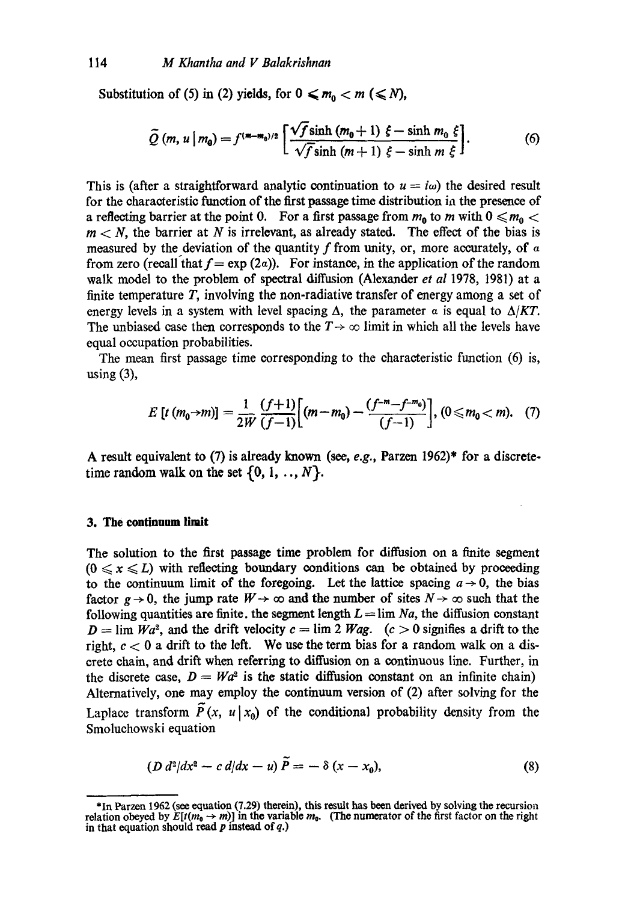Substitution of (5) in (2) yields, for $0 \leqslant m_0 < m$ ($\leqslant N$),

$$\tilde{Q}(m, u \mid m_0) = f^{(m-m_0)/2} \left[ \frac{\sqrt{f} \sinh (m_0 + 1) \xi - \sinh m_0 \xi}{\sqrt{f} \sinh (m+1) \xi - \sinh m \xi} \right]. \tag{6}$$

This is (after a straightforward analytic continuation to $u = i\omega$) the desired result for the characteristic function of the first passage time distribution in the presence of a reflecting barrier at the point 0. For a first passage from $m_0$ to $m$ with $0 \leqslant m_0 < m < N$, the barrier at $N$ is irrelevant, as already stated. The effect of the bias is measured by the deviation of the quantity $f$ from unity, or, more accurately, of $\alpha$ from zero (recall that $f = \exp(2\alpha)$). For instance, in the application of the random walk model to the problem of spectral diffusion (Alexander *et al* 1978, 1981) at a finite temperature $T$, involving the non-radiative transfer of energy among a set of energy levels in a system with level spacing $\Delta$, the parameter $\alpha$ is equal to $\Delta/KT$. The unbiased case then corresponds to the $T \to \infty$ limit in which all the levels have equal occupation probabilities.

The mean first passage time corresponding to the characteristic function (6) is, using (3),

$$E[t(m_0 \to m)] = \frac{1}{2W} \frac{(f+1)}{(f-1)} \left[ (m - m_0) - \frac{(f^{-m} - f^{-m_0})}{(f-1)} \right], \; (0 \leqslant m_0 < m). \tag{7}$$

A result equivalent to (7) is already known (see, *e.g.*, Parzen 1962)* for a discrete-time random walk on the set $\{0, 1, \ldots, N\}$.

## 3. The continuum limit

The solution to the first passage time problem for diffusion on a finite segment ($0 \leqslant x \leqslant L$) with reflecting boundary conditions can be obtained by proceeding to the continuum limit of the foregoing. Let the lattice spacing $a \to 0$, the bias factor $g \to 0$, the jump rate $W \to \infty$ and the number of sites $N \to \infty$ such that the following quantities are finite. the segment length $L = \lim Na$, the diffusion constant $D = \lim Wa^2$, and the drift velocity $c = \lim 2\, Wag$. ($c > 0$ signifies a drift to the right, $c < 0$ a drift to the left. We use the term bias for a random walk on a discrete chain, and drift when referring to diffusion on a continuous line. Further, in the discrete case, $D = Wa^2$ is the static diffusion constant on an infinite chain) Alternatively, one may employ the continuum version of (2) after solving for the Laplace transform $\tilde{P}(x, u \mid x_0)$ of the conditional probability density from the Smoluchowski equation

$$(D\, d^2/dx^2 - c\, d/dx - u)\, \tilde{P} = -\delta(x - x_0), \tag{8}$$

---

*In Parzen 1962 (see equation (7.29) therein), this result has been derived by solving the recursion relation obeyed by $E[t(m_0 \to m)]$ in the variable $m_0$. (The numerator of the first factor on the right in that equation should read $p$ instead of $q$.)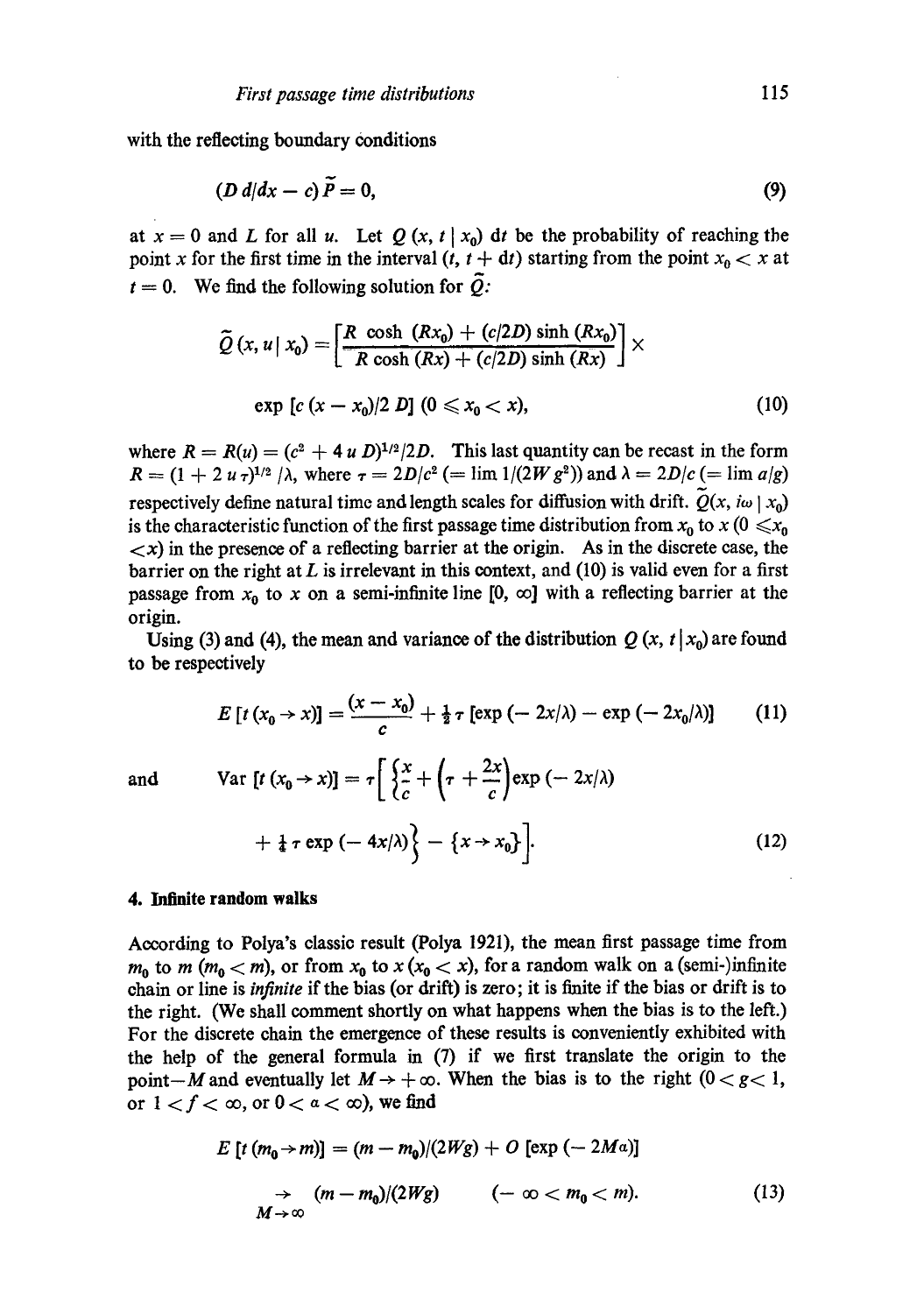with the reflecting boundary conditions

$$(D\, d/dx - c)\, \tilde{P} = 0, \tag{9}$$

at $x = 0$ and $L$ for all $u$. Let $Q(x, t \mid x_0)\, dt$ be the probability of reaching the point $x$ for the first time in the interval $(t, t + dt)$ starting from the point $x_0 < x$ at $t = 0$. We find the following solution for $\tilde{Q}$:

$$\tilde{Q}(x, u \mid x_0) = \left[\frac{R \cosh (Rx_0) + (c/2D) \sinh (Rx_0)}{R \cosh (Rx) + (c/2D) \sinh (Rx)}\right] \times$$

$$\exp\,[c\,(x - x_0)/2\,D]\ (0 \leqslant x_0 < x), \tag{10}$$

where $R = R(u) = (c^2 + 4\,u\,D)^{1/2}/2D$. This last quantity can be recast in the form $R = (1 + 2\,u\,\tau)^{1/2}/\lambda$, where $\tau = 2D/c^2$ $(= \lim 1/(2Wg^2))$ and $\lambda = 2D/c$ $(= \lim a/g)$ respectively define natural time and length scales for diffusion with drift. $\tilde{Q}(x, i\omega \mid x_0)$ is the characteristic function of the first passage time distribution from $x_0$ to $x$ $(0 \leqslant x_0 < x)$ in the presence of a reflecting barrier at the origin. As in the discrete case, the barrier on the right at $L$ is irrelevant in this context, and (10) is valid even for a first passage from $x_0$ to $x$ on a semi-infinite line $[0, \infty]$ with a reflecting barrier at the origin.

Using (3) and (4), the mean and variance of the distribution $Q(x, t \mid x_0)$ are found to be respectively

$$E\,[t\,(x_0 \to x)] = \frac{(x - x_0)}{c} + \tfrac{1}{2}\,\tau\,[\exp\,(-\,2x/\lambda) - \exp\,(-\,2x_0/\lambda)] \tag{11}$$

and

$$\operatorname{Var}\,[t\,(x_0 \to x)] = \tau\left[\left\{\frac{x}{c} + \left(\tau + \frac{2x}{c}\right)\exp\,(-\,2x/\lambda) + \tfrac{1}{4}\,\tau\,\exp\,(-\,4x/\lambda)\right\} - \{x \to x_0\}\right]. \tag{12}$$

## 4. Infinite random walks

According to Polya's classic result (Polya 1921), the mean first passage time from $m_0$ to $m$ $(m_0 < m)$, or from $x_0$ to $x$ $(x_0 < x)$, for a random walk on a (semi-)infinite chain or line is *infinite* if the bias (or drift) is zero; it is finite if the bias or drift is to the right. (We shall comment shortly on what happens when the bias is to the left.) For the discrete chain the emergence of these results is conveniently exhibited with the help of the general formula in (7) if we first translate the origin to the point $-M$ and eventually let $M \to +\infty$. When the bias is to the right $(0 < g < 1$, or $1 < f < \infty$, or $0 < a < \infty)$, we find

$$E\,[t\,(m_0 \to m)] = (m - m_0)/(2Wg) + O\,[\exp\,(-\,2Ma)]$$

$$\underset{M \to \infty}{\to}\ (m - m_0)/(2Wg) \qquad (-\infty < m_0 < m). \tag{13}$$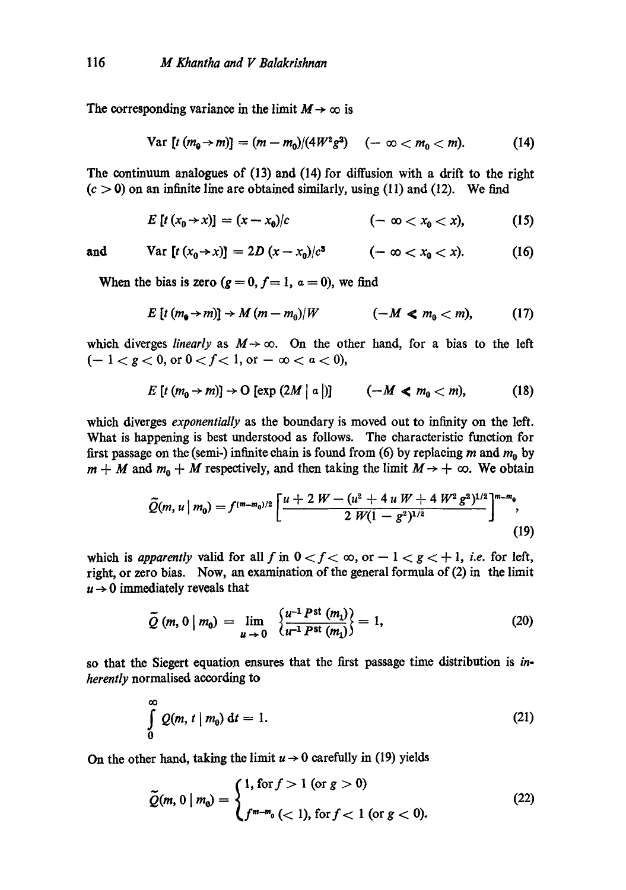The corresponding variance in the limit $M \to \infty$ is

$$\text{Var}\,[t\,(m_0 \to m)] = (m - m_0)/(4W^2 g^3) \quad (-\infty < m_0 < m). \tag{14}$$

The continuum analogues of (13) and (14) for diffusion with a drift to the right ($c > 0$) on an infinite line are obtained similarly, using (11) and (12). We find

$$E\,[t\,(x_0 \to x)] = (x - x_0)/c \qquad (-\infty < x_0 < x), \tag{15}$$

and

$$\text{Var}\,[t\,(x_0 \to x)] = 2D\,(x - x_0)/c^3 \qquad (-\infty < x_0 < x). \tag{16}$$

When the bias is zero ($g = 0, f = 1, \alpha = 0$), we find

$$E\,[t\,(m_0 \to m)] \to M\,(m - m_0)/W \qquad (-M \ll m_0 < m), \tag{17}$$

which diverges *linearly* as $M \to \infty$. On the other hand, for a bias to the left ($-1 < g < 0$, or $0 < f < 1$, or $-\infty < \alpha < 0$),

$$E\,[t\,(m_0 \to m)] \to O\,[\exp\,(2M\,|\,\alpha\,|)] \qquad (-M \ll m_0 < m), \tag{18}$$

which diverges *exponentially* as the boundary is moved out to infinity on the left. What is happening is best understood as follows. The characteristic function for first passage on the (semi-) infinite chain is found from (6) by replacing $m$ and $m_0$ by $m + M$ and $m_0 + M$ respectively, and then taking the limit $M \to +\infty$. We obtain

$$\tilde{Q}(m, u\,|\,m_0) = f^{(m-m_0)/2}\left[\frac{u + 2\,W - (u^2 + 4\,u\,W + 4\,W^2 g^2)^{1/2}}{2\,W(1 - g^2)^{1/2}}\right]^{m-m_0}, \tag{19}$$

which is *apparently* valid for all $f$ in $0 < f < \infty$, or $-1 < g < +1$, *i.e.* for left, right, or zero bias. Now, an examination of the general formula of (2) in the limit $u \to 0$ immediately reveals that

$$\tilde{Q}\,(m, 0\,|\,m_0) = \lim_{u \to 0}\left\{\frac{u^{-1}\,P^{\text{st}}\,(m_1)}{u^{-1}\,P^{\text{st}}\,(m_1)}\right\} = 1, \tag{20}$$

so that the Siegert equation ensures that the first passage time distribution is *inherently* normalised according to

$$\int_0^\infty Q(m, t\,|\,m_0)\,\mathrm{d}t = 1. \tag{21}$$

On the other hand, taking the limit $u \to 0$ carefully in (19) yields

$$\tilde{Q}(m, 0\,|\,m_0) = \begin{cases} 1, \text{ for } f > 1 \text{ (or } g > 0) \\ f^{m-m_0}\;(< 1), \text{ for } f < 1 \text{ (or } g < 0). \end{cases} \tag{22}$$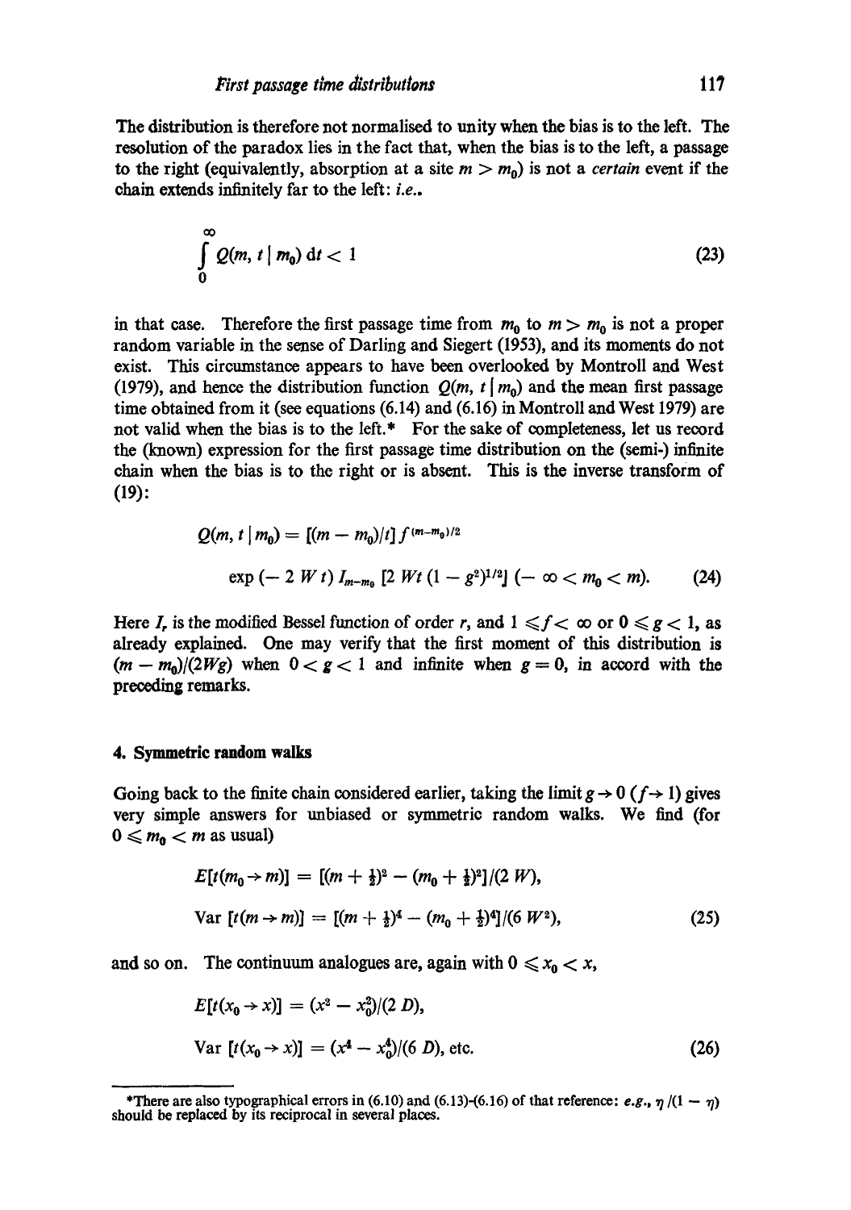The distribution is therefore not normalised to unity when the bias is to the left. The resolution of the paradox lies in the fact that, when the bias is to the left, a passage to the right (equivalently, absorption at a site $m > m_0$) is not a *certain* event if the chain extends infinitely far to the left: *i.e.*,

$$\int_0^\infty Q(m, t \mid m_0)\, dt < 1 \tag{23}$$

in that case. Therefore the first passage time from $m_0$ to $m > m_0$ is not a proper random variable in the sense of Darling and Siegert (1953), and its moments do not exist. This circumstance appears to have been overlooked by Montroll and West (1979), and hence the distribution function $Q(m, t \mid m_0)$ and the mean first passage time obtained from it (see equations (6.14) and (6.16) in Montroll and West 1979) are not valid when the bias is to the left.* For the sake of completeness, let us record the (known) expression for the first passage time distribution on the (semi-) infinite chain when the bias is to the right or is absent. This is the inverse transform of (19):

$$Q(m, t \mid m_0) = [(m - m_0)/t]\, f^{(m-m_0)/2}$$
$$\exp(-2Wt)\, I_{m-m_0}[2Wt(1-g^2)^{1/2}] \quad (-\infty < m_0 < m). \tag{24}$$

Here $I_r$ is the modified Bessel function of order $r$, and $1 \leqslant f < \infty$ or $0 \leqslant g < 1$, as already explained. One may verify that the first moment of this distribution is $(m - m_0)/(2Wg)$ when $0 < g < 1$ and infinite when $g = 0$, in accord with the preceding remarks.

## 4. Symmetric random walks

Going back to the finite chain considered earlier, taking the limit $g \to 0$ ($f \to 1$) gives very simple answers for unbiased or symmetric random walks. We find (for $0 \leqslant m_0 < m$ as usual)

$$E[t(m_0 \to m)] = [(m + \tfrac{1}{2})^2 - (m_0 + \tfrac{1}{2})^2]/(2W),$$
$$\mathrm{Var}\,[t(m \to m)] = [(m + \tfrac{1}{2})^4 - (m_0 + \tfrac{1}{2})^4]/(6W^2), \tag{25}$$

and so on. The continuum analogues are, again with $0 \leqslant x_0 < x$,

$$E[t(x_0 \to x)] = (x^2 - x_0^2)/(2D),$$
$$\mathrm{Var}\,[t(x_0 \to x)] = (x^4 - x_0^4)/(6D), \text{ etc.} \tag{26}$$

---

*There are also typographical errors in (6.10) and (6.13)-(6.16) of that reference: *e.g.*, $\eta/(1-\eta)$ should be replaced by its reciprocal in several places.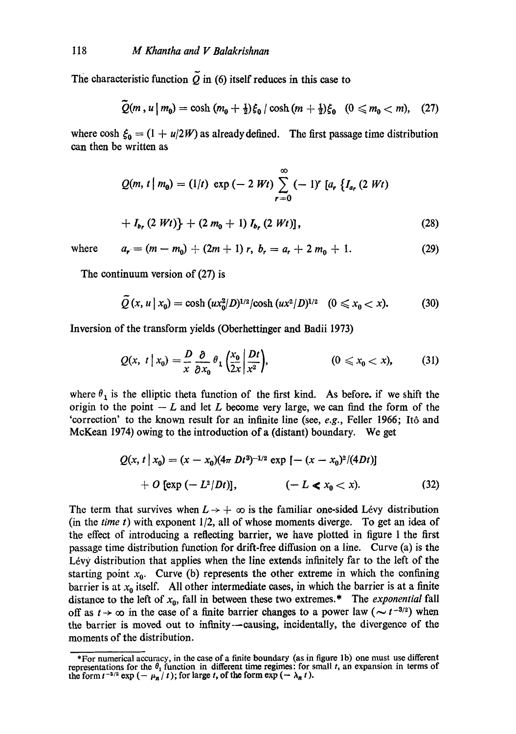The characteristic function $\tilde{Q}$ in (6) itself reduces in this case to

$$\tilde{Q}(m, u \mid m_0) = \cosh (m_0 + \tfrac{1}{2})\xi_0 \,/\, \cosh (m + \tfrac{1}{2})\xi_0 \quad (0 \leqslant m_0 < m), \tag{27}$$

where $\cosh \xi_0 = (1 + u/2W)$ as already defined. The first passage time distribution can then be written as

$$Q(m, t \mid m_0) = (1/t) \exp(-2\,Wt) \sum_{r=0}^{\infty} (-1)^r \,[a_r \,\{I_{a_r}(2\,Wt) + I_{b_r}(2\,Wt)\} + (2\,m_0 + 1)\, I_{b_r}(2\,Wt)], \tag{28}$$

where $\quad a_r = (m - m_0) + (2m + 1)\, r, \; b_r = a_r + 2\, m_0 + 1. \quad$ (29)

The continuum version of (27) is

$$\tilde{Q}(x, u \mid x_0) = \cosh (u x_0^2/D)^{1/2} / \cosh (u x^2/D)^{1/2} \quad (0 \leqslant x_0 < x). \tag{30}$$

Inversion of the transform yields (Oberhettinger and Badii 1973)

$$Q(x, t \mid x_0) = \frac{D}{x} \frac{\partial}{\partial x_0} \theta_1 \left( \frac{x_0}{2x} \middle| \frac{Dt}{x^2} \right), \qquad (0 \leqslant x_0 < x), \tag{31}$$

where $\theta_1$ is the elliptic theta function of the first kind. As before, if we shift the origin to the point $-L$ and let $L$ become very large, we can find the form of the 'correction' to the known result for an infinite line (see, *e.g.*, Feller 1966; Itô and McKean 1974) owing to the introduction of a (distant) boundary. We get

$$Q(x, t \mid x_0) = (x - x_0)(4\pi\, Dt^3)^{-1/2} \exp[-(x - x_0)^2/(4Dt)] + O\,[\exp(-L^2/Dt)], \qquad (-L \lessdot x_0 < x). \tag{32}$$

The term that survives when $L \to +\infty$ is the familiar one-sided Lévy distribution (in the *time t*) with exponent 1/2, all of whose moments diverge. To get an idea of the effect of introducing a reflecting barrier, we have plotted in figure 1 the first passage time distribution function for drift-free diffusion on a line. Curve (a) is the Lévy distribution that applies when the line extends infinitely far to the left of the starting point $x_0$. Curve (b) represents the other extreme in which the confining barrier is at $x_0$ itself. All other intermediate cases, in which the barrier is at a finite distance to the left of $x_0$, fall in between these two extremes.* The *exponential* fall off as $t \to \infty$ in the case of a finite barrier changes to a power law ($\sim t^{-3/2}$) when the barrier is moved out to infinity—causing, incidentally, the divergence of the moments of the distribution.

---

*For numerical accuracy, in the case of a finite boundary (as in figure 1b) one must use different representations for the $\theta_1$ function in different time regimes: for small $t$, an expansion in terms of the form $t^{-3/2} \exp(-\mu_n / t)$; for large $t$, of the form $\exp(-\lambda_n t)$.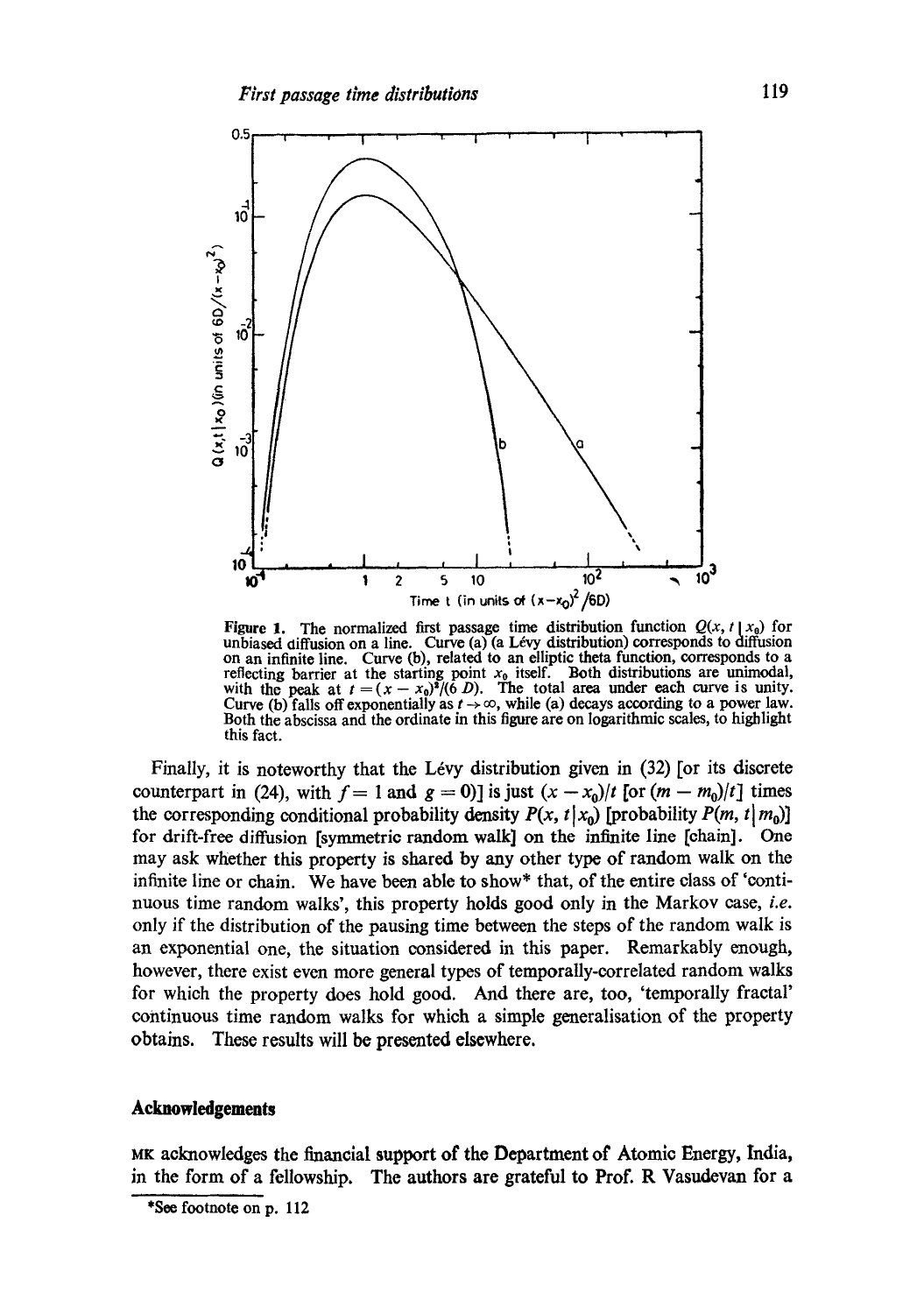Figure 1. The normalized first passage time distribution function $Q(x, t \mid x_0)$ for unbiased diffusion on a line. Curve (a) (a Lévy distribution) corresponds to diffusion on an infinite line. Curve (b), related to an elliptic theta function, corresponds to a reflecting barrier at the starting point $x_0$ itself. Both distributions are unimodal, with the peak at $t = (x - x_0)^2/(6D)$. The total area under each curve is unity. Curve (b) falls off exponentially as $t \to \infty$, while (a) decays according to a power law. Both the abscissa and the ordinate in this figure are on logarithmic scales, to highlight this fact.

Finally, it is noteworthy that the Lévy distribution given in (32) [or its discrete counterpart in (24), with $f = 1$ and $g = 0$)] is just $(x - x_0)/t$ [or $(m - m_0)/t$] times the corresponding conditional probability density $P(x, t \mid x_0)$ [probability $P(m, t \mid m_0)$] for drift-free diffusion [symmetric random walk] on the infinite line [chain]. One may ask whether this property is shared by any other type of random walk on the infinite line or chain. We have been able to show* that, of the entire class of 'continuous time random walks', this property holds good only in the Markov case, *i.e.* only if the distribution of the pausing time between the steps of the random walk is an exponential one, the situation considered in this paper. Remarkably enough, however, there exist even more general types of temporally-correlated random walks for which the property does hold good. And there are, too, 'temporally fractal' continuous time random walks for which a simple generalisation of the property obtains. These results will be presented elsewhere.

## Acknowledgements

MK acknowledges the financial support of the Department of Atomic Energy, India, in the form of a fellowship. The authors are grateful to Prof. R Vasudevan for a

*See footnote on p. 112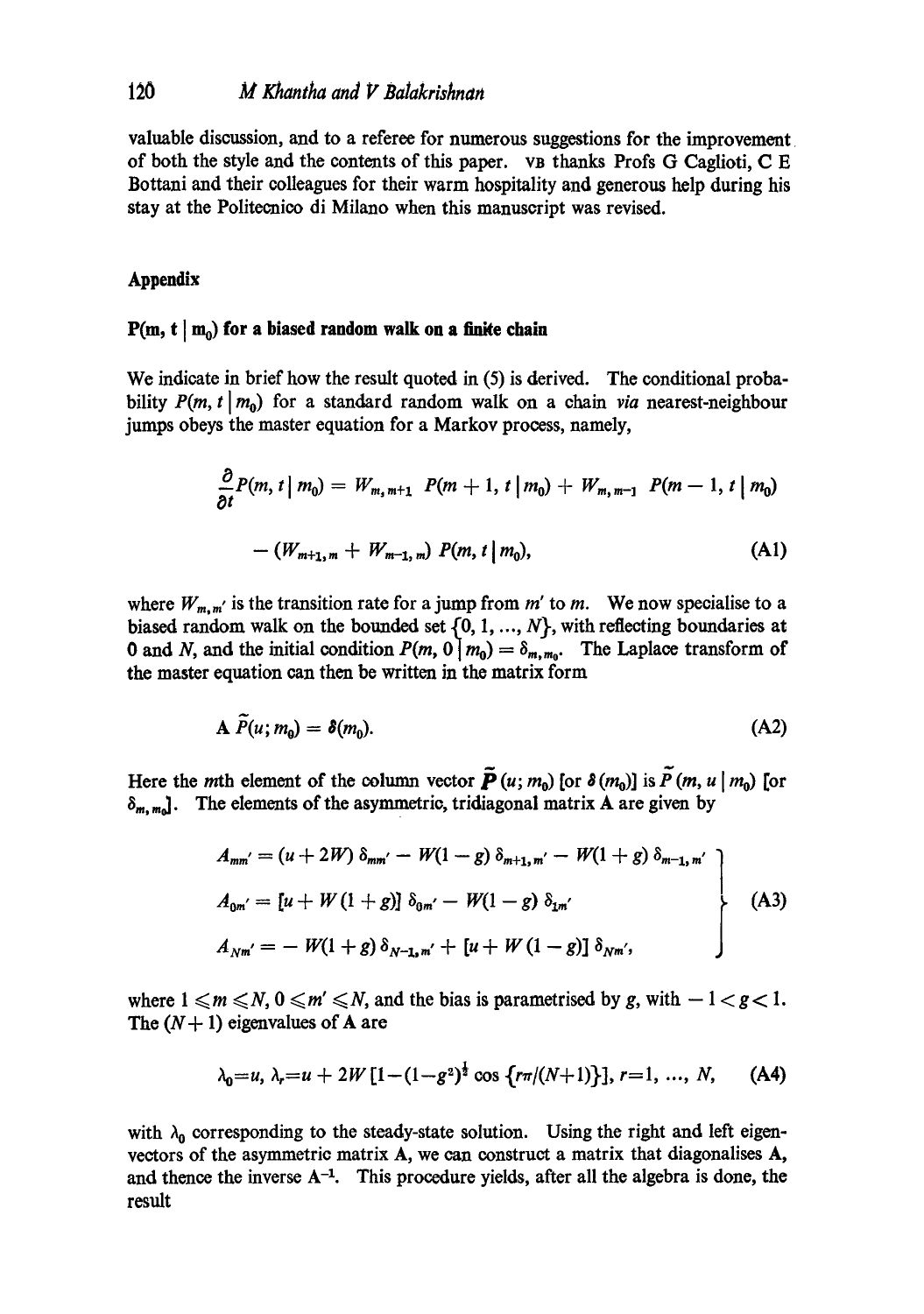valuable discussion, and to a referee for numerous suggestions for the improvement of both the style and the contents of this paper. VB thanks Profs G Caglioti, C E Bottani and their colleagues for their warm hospitality and generous help during his stay at the Politecnico di Milano when this manuscript was revised.

## Appendix

### $P(m, t \mid m_0)$ for a biased random walk on a finite chain

We indicate in brief how the result quoted in (5) is derived. The conditional probability $P(m, t \mid m_0)$ for a standard random walk on a chain *via* nearest-neighbour jumps obeys the master equation for a Markov process, namely,

$$\frac{\partial}{\partial t} P(m, t \mid m_0) = W_{m,m+1} \; P(m+1, t \mid m_0) + W_{m,m-1} \; P(m-1, t \mid m_0)$$

$$- (W_{m+1,m} + W_{m-1,m}) \, P(m, t \mid m_0), \tag{A1}$$

where $W_{m,m'}$ is the transition rate for a jump from $m'$ to $m$. We now specialise to a biased random walk on the bounded set $\{0, 1, ..., N\}$, with reflecting boundaries at 0 and $N$, and the initial condition $P(m, 0 \mid m_0) = \delta_{m,m_0}$. The Laplace transform of the master equation can then be written in the matrix form

$$\mathbf{A} \, \tilde{\mathbf{P}}(u; m_0) = \boldsymbol{\delta}(m_0). \tag{A2}$$

Here the $m$th element of the column vector $\tilde{\mathbf{P}}(u; m_0)$ [or $\boldsymbol{\delta}(m_0)$] is $\tilde{P}(m, u \mid m_0)$ [or $\delta_{m,m_0}$]. The elements of the asymmetric, tridiagonal matrix $\mathbf{A}$ are given by

$$\left.\begin{aligned}
A_{mm'} &= (u + 2W) \, \delta_{mm'} - W(1-g) \, \delta_{m+1,m'} - W(1+g) \, \delta_{m-1,m'} \\
A_{0m'} &= [u + W(1+g)] \, \delta_{0m'} - W(1-g) \, \delta_{1m'} \\
A_{Nm'} &= - W(1+g) \, \delta_{N-1,m'} + [u + W(1-g)] \, \delta_{Nm'},
\end{aligned}\right\} \tag{A3}$$

where $1 \leqslant m \leqslant N$, $0 \leqslant m' \leqslant N$, and the bias is parametrised by $g$, with $-1 < g < 1$. The $(N+1)$ eigenvalues of $\mathbf{A}$ are

$$\lambda_0 = u, \; \lambda_r = u + 2W \left[1 - (1-g^2)^{\frac{1}{2}} \cos \{r\pi/(N+1)\}\right], \; r = 1, ..., N, \tag{A4}$$

with $\lambda_0$ corresponding to the steady-state solution. Using the right and left eigenvectors of the asymmetric matrix $\mathbf{A}$, we can construct a matrix that diagonalises $\mathbf{A}$, and thence the inverse $\mathbf{A}^{-1}$. This procedure yields, after all the algebra is done, the result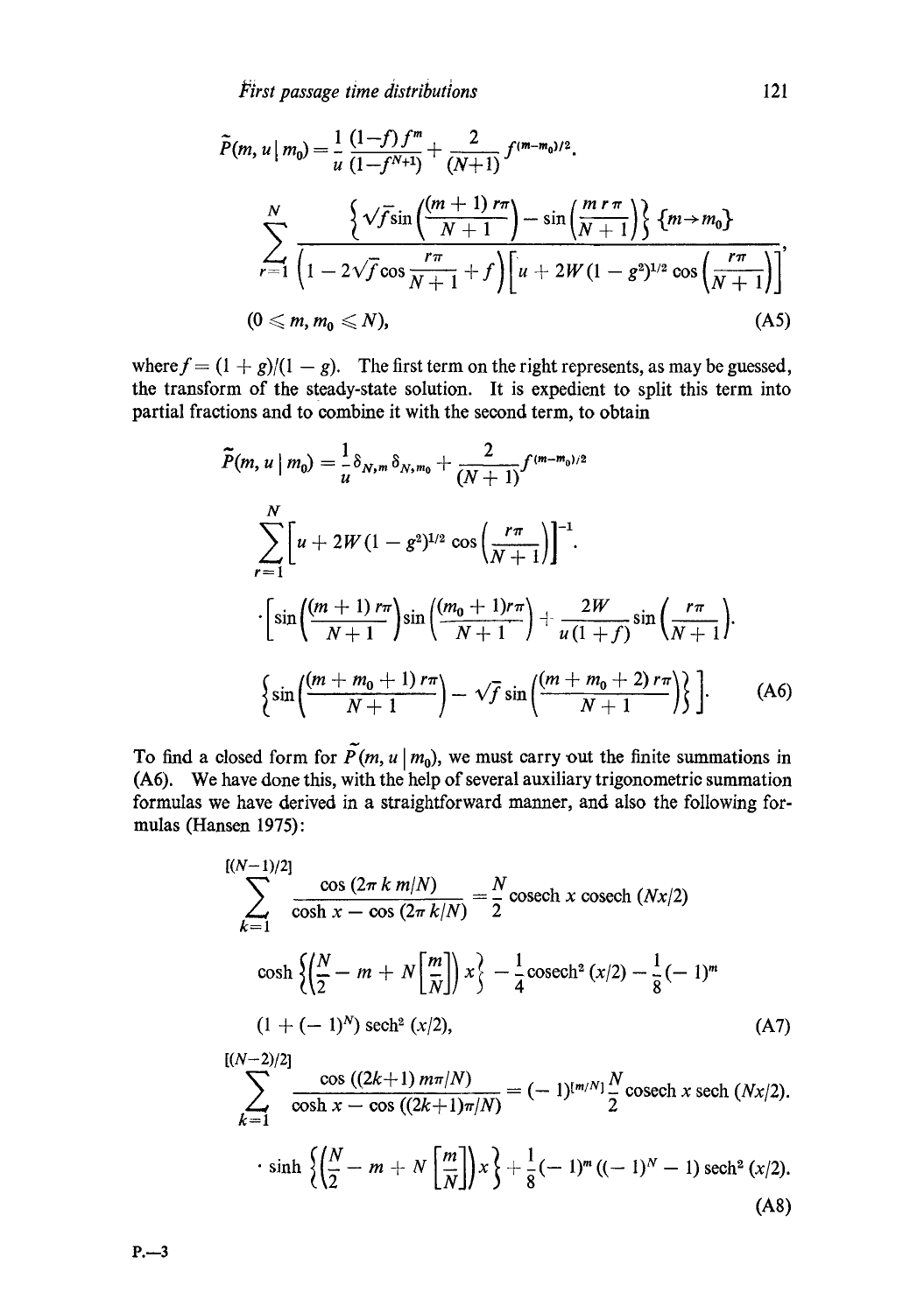$$\tilde{P}(m, u \mid m_0) = \frac{1}{u}\frac{(1-f)f^m}{(1-f^{N+1})} + \frac{2}{(N+1)} f^{(m-m_0)/2}.$$

$$\sum_{r=1}^{N} \frac{\left\{\sqrt{f}\sin\left(\frac{(m+1)r\pi}{N+1}\right) - \sin\left(\frac{m r \pi}{N+1}\right)\right\}\{m \to m_0\}}{\left(1 - 2\sqrt{f}\cos\frac{r\pi}{N+1} + f\right)\left[u + 2W(1-g^2)^{1/2}\cos\left(\frac{r\pi}{N+1}\right)\right]},$$

$$(0 \leqslant m, m_0 \leqslant N), \tag{A5}$$

where $f = (1+g)/(1-g)$. The first term on the right represents, as may be guessed, the transform of the steady-state solution. It is expedient to split this term into partial fractions and to combine it with the second term, to obtain

$$\tilde{P}(m, u \mid m_0) = \frac{1}{u}\delta_{N,m}\delta_{N,m_0} + \frac{2}{(N+1)} f^{(m-m_0)/2}$$

$$\sum_{r=1}^{N}\left[u + 2W(1-g^2)^{1/2}\cos\left(\frac{r\pi}{N+1}\right)\right]^{-1}.$$

$$\cdot\left[\sin\left(\frac{(m+1)r\pi}{N+1}\right)\sin\left(\frac{(m_0+1)r\pi}{N+1}\right) + \frac{2W}{u(1+f)}\sin\left(\frac{r\pi}{N+1}\right).\right.$$

$$\left.\left\{\sin\left(\frac{(m+m_0+1)r\pi}{N+1}\right) - \sqrt{f}\sin\left(\frac{(m+m_0+2)r\pi}{N+1}\right)\right\}\right]. \tag{A6}$$

To find a closed form for $\tilde{P}(m, u \mid m_0)$, we must carry out the finite summations in (A6). We have done this, with the help of several auxiliary trigonometric summation formulas we have derived in a straightforward manner, and also the following formulas (Hansen 1975):

$$\sum_{k=1}^{[(N-1)/2]} \frac{\cos(2\pi k m/N)}{\cosh x - \cos(2\pi k/N)} = \frac{N}{2}\operatorname{cosech} x \operatorname{cosech}(Nx/2)$$

$$\cosh\left\{\left(\frac{N}{2} - m + N\left[\frac{m}{N}\right]\right)x\right\} - \frac{1}{4}\operatorname{cosech}^2(x/2) - \frac{1}{8}(-1)^m$$

$$(1 + (-1)^N)\operatorname{sech}^2(x/2), \tag{A7}$$

$$\sum_{k=1}^{[(N-2)/2]} \frac{\cos((2k+1)m\pi/N)}{\cosh x - \cos((2k+1)\pi/N)} = (-1)^{[m/N]}\frac{N}{2}\operatorname{cosech} x \operatorname{sech}(Nx/2).$$

$$\cdot\sinh\left\{\left(\frac{N}{2} - m + N\left[\frac{m}{N}\right]\right)x\right\} + \frac{1}{8}(-1)^m((-1)^N - 1)\operatorname{sech}^2(x/2). \tag{A8}$$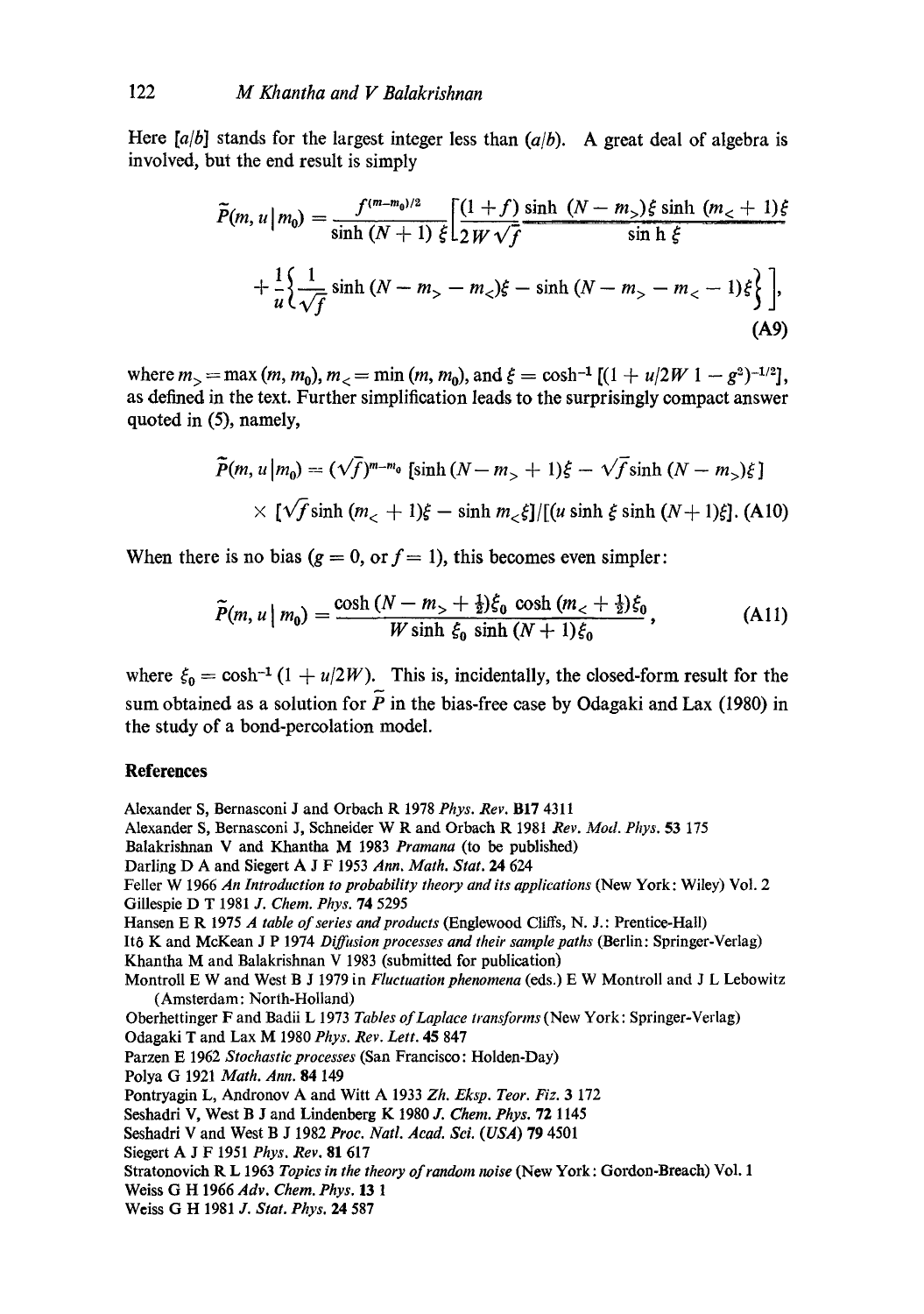Here $[a/b]$ stands for the largest integer less than $(a/b)$. A great deal of algebra is involved, but the end result is simply

$$\tilde{P}(m, u\,|\,m_0) = \frac{f^{(m-m_0)/2}}{\sinh (N+1)\,\xi}\left[\frac{(1+f)}{2W\sqrt{f}}\frac{\sinh (N-m_>)\xi \sinh (m_< + 1)\xi}{\sinh \xi} + \frac{1}{u}\left\{\frac{1}{\sqrt{f}}\sinh (N - m_> - m_<)\xi - \sinh (N - m_> - m_< - 1)\xi\right\}\right], \tag{A9}$$

where $m_> = \max (m, m_0)$, $m_< = \min (m, m_0)$, and $\xi = \cosh^{-1} [(1 + u/2W\, 1 - g^2)^{-1/2}]$, as defined in the text. Further simplification leads to the surprisingly compact answer quoted in (5), namely,

$$\tilde{P}(m, u\,|\,m_0) = (\sqrt{f})^{m-m_0} [\sinh (N - m_> + 1)\xi - \sqrt{f}\sinh (N - m_>)\xi] \times [\sqrt{f}\sinh (m_< + 1)\xi - \sinh m_<\xi]/[(u \sinh \xi \sinh (N+1)\xi]. \tag{A10}$$

When there is no bias ($g = 0$, or $f = 1$), this becomes even simpler:

$$\tilde{P}(m, u\,|\,m_0) = \frac{\cosh (N - m_> + \frac{1}{2})\xi_0 \cosh (m_< + \frac{1}{2})\xi_0}{W \sinh \xi_0 \sinh (N+1)\xi_0}, \tag{A11}$$

where $\xi_0 = \cosh^{-1} (1 + u/2W)$. This is, incidentally, the closed-form result for the sum obtained as a solution for $\tilde{P}$ in the bias-free case by Odagaki and Lax (1980) in the study of a bond-percolation model.

## References

Alexander S, Bernasconi J and Orbach R 1978 *Phys. Rev.* **B17** 4311

Alexander S, Bernasconi J, Schneider W R and Orbach R 1981 *Rev. Mod. Phys.* **53** 175

Balakrishnan V and Khantha M 1983 *Pramana* (to be published)

Darling D A and Siegert A J F 1953 *Ann. Math. Stat.* **24** 624

Feller W 1966 *An Introduction to probability theory and its applications* (New York: Wiley) Vol. 2

Gillespie D T 1981 *J. Chem. Phys.* **74** 5295

Hansen E R 1975 *A table of series and products* (Englewood Cliffs, N. J.: Prentice-Hall)

Itô K and McKean J P 1974 *Diffusion processes and their sample paths* (Berlin: Springer-Verlag)

Khantha M and Balakrishnan V 1983 (submitted for publication)

Montroll E W and West B J 1979 in *Fluctuation phenomena* (eds.) E W Montroll and J L Lebowitz (Amsterdam: North-Holland)

Oberhettinger F and Badii L 1973 *Tables of Laplace transforms* (New York: Springer-Verlag)

Odagaki T and Lax M 1980 *Phys. Rev. Lett.* **45** 847

Parzen E 1962 *Stochastic processes* (San Francisco: Holden-Day)

Polya G 1921 *Math. Ann.* **84** 149

Pontryagin L, Andronov A and Witt A 1933 *Zh. Eksp. Teor. Fiz.* **3** 172

Seshadri V, West B J and Lindenberg K 1980 *J. Chem. Phys.* **72** 1145

Seshadri V and West B J 1982 *Proc. Natl. Acad. Sci. (USA)* **79** 4501

Siegert A J F 1951 *Phys. Rev.* **81** 617

Stratonovich R L 1963 *Topics in the theory of random noise* (New York: Gordon-Breach) Vol. 1

Weiss G H 1966 *Adv. Chem. Phys.* **13** 1

Weiss G H 1981 *J. Stat. Phys.* **24** 587